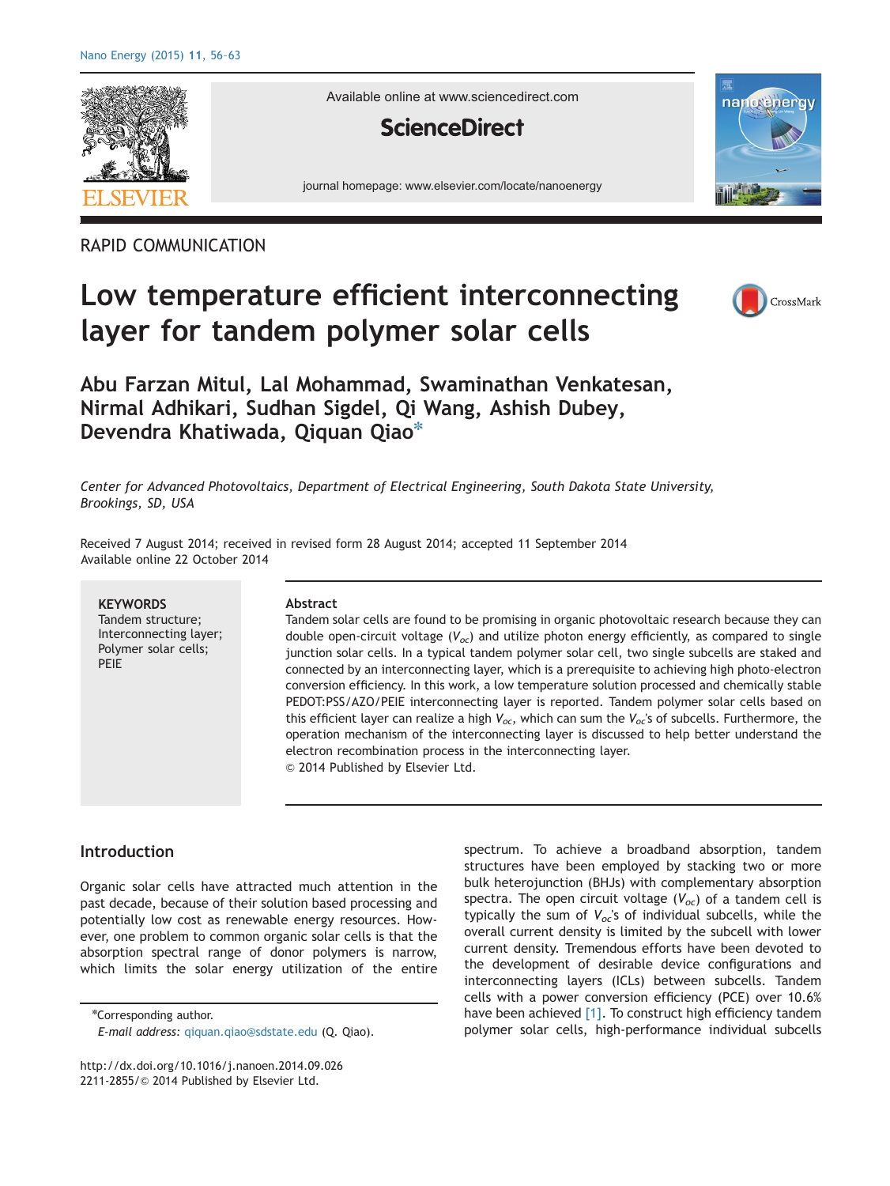RAPID COMMUNICATION

# Low temperature efficient interconnecting layer for tandem polymer solar cells

**Abu Farzan Mitul, Lal Mohammad, Swaminathan Venkatesan, Nirmal Adhikari, Sudhan Sigdel, Qi Wang, Ashish Dubey, Devendra Khatiwada, Qiquan Qiao***

*Center for Advanced Photovoltaics, Department of Electrical Engineering, South Dakota State University, Brookings, SD, USA*

Received 7 August 2014; received in revised form 28 August 2014; accepted 11 September 2014
Available online 22 October 2014

**KEYWORDS**
Tandem structure;
Interconnecting layer;
Polymer solar cells;
PEIE

**Abstract**
Tandem solar cells are found to be promising in organic photovoltaic research because they can double open-circuit voltage ($V_{oc}$) and utilize photon energy efficiently, as compared to single junction solar cells. In a typical tandem polymer solar cell, two single subcells are staked and connected by an interconnecting layer, which is a prerequisite to achieving high photo-electron conversion efficiency. In this work, a low temperature solution processed and chemically stable PEDOT:PSS/AZO/PEIE interconnecting layer is reported. Tandem polymer solar cells based on this efficient layer can realize a high $V_{oc}$, which can sum the $V_{oc}$'s of subcells. Furthermore, the operation mechanism of the interconnecting layer is discussed to help better understand the electron recombination process in the interconnecting layer.
© 2014 Published by Elsevier Ltd.

## Introduction

Organic solar cells have attracted much attention in the past decade, because of their solution based processing and potentially low cost as renewable energy resources. However, one problem to common organic solar cells is that the absorption spectral range of donor polymers is narrow, which limits the solar energy utilization of the entire spectrum. To achieve a broadband absorption, tandem structures have been employed by stacking two or more bulk heterojunction (BHJs) with complementary absorption spectra. The open circuit voltage ($V_{oc}$) of a tandem cell is typically the sum of $V_{oc}$'s of individual subcells, while the overall current density is limited by the subcell with lower current density. Tremendous efforts have been devoted to the development of desirable device configurations and interconnecting layers (ICLs) between subcells. Tandem cells with a power conversion efficiency (PCE) over 10.6% have been achieved [1]. To construct high efficiency tandem polymer solar cells, high-performance individual subcells

*Corresponding author.
*E-mail address:* qiquan.qiao@sdstate.edu (Q. Qiao).

http://dx.doi.org/10.1016/j.nanoen.2014.09.026
2211-2855/© 2014 Published by Elsevier Ltd.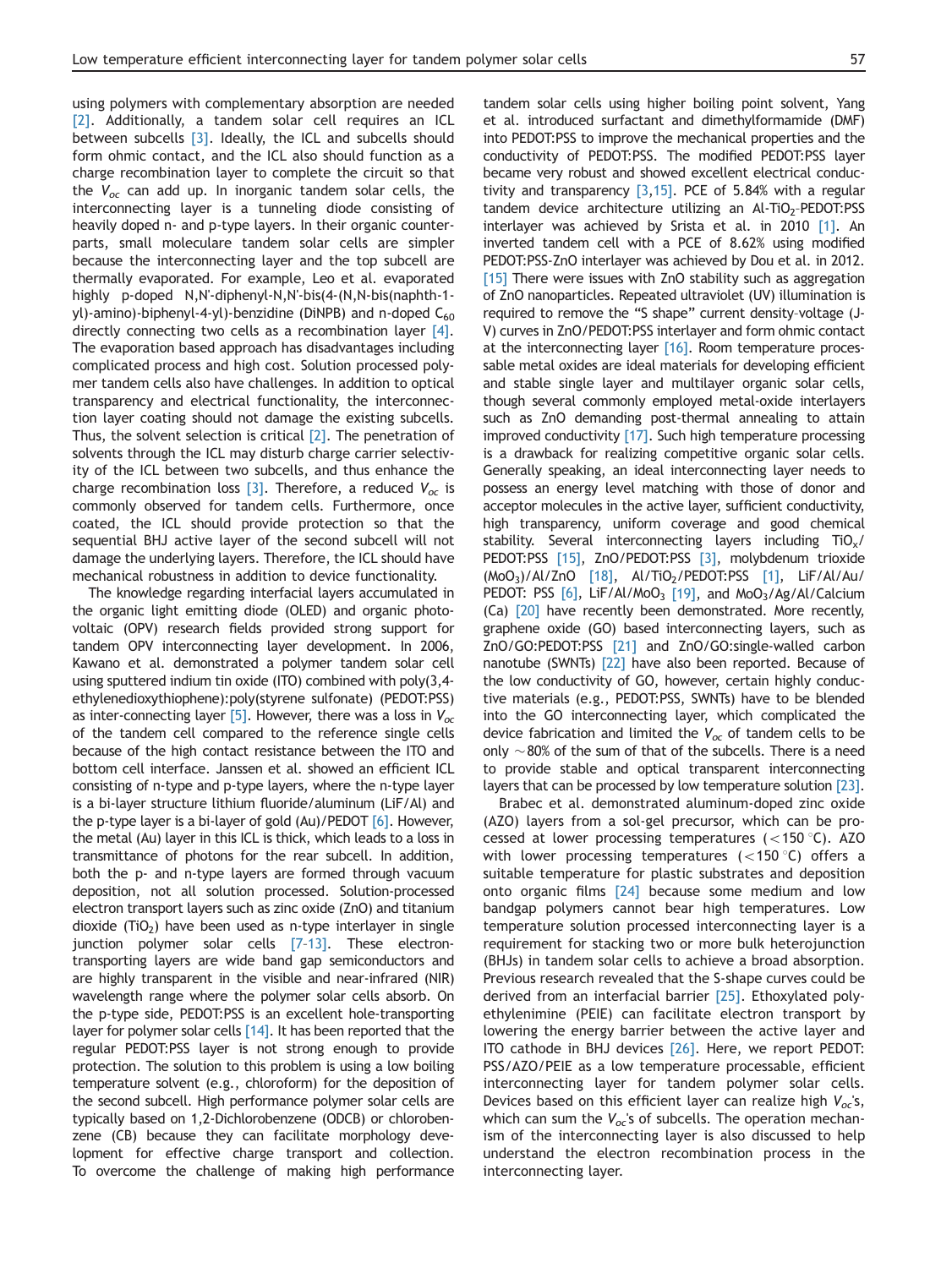using polymers with complementary absorption are needed [2]. Additionally, a tandem solar cell requires an ICL between subcells [3]. Ideally, the ICL and subcells should form ohmic contact, and the ICL also should function as a charge recombination layer to complete the circuit so that the $V_{oc}$ can add up. In inorganic tandem solar cells, the interconnecting layer is a tunneling diode consisting of heavily doped n- and p-type layers. In their organic counterparts, small moleculare tandem solar cells are simpler because the interconnecting layer and the top subcell are thermally evaporated. For example, Leo et al. evaporated highly p-doped N,N'-diphenyl-N,N'-bis(4-(N,N-bis(naphth-1-yl)-amino)-biphenyl-4-yl)-benzidine (DiNPB) and n-doped $C_{60}$ directly connecting two cells as a recombination layer [4]. The evaporation based approach has disadvantages including complicated process and high cost. Solution processed polymer tandem cells also have challenges. In addition to optical transparency and electrical functionality, the interconnection layer coating should not damage the existing subcells. Thus, the solvent selection is critical [2]. The penetration of solvents through the ICL may disturb charge carrier selectivity of the ICL between two subcells, and thus enhance the charge recombination loss [3]. Therefore, a reduced $V_{oc}$ is commonly observed for tandem cells. Furthermore, once coated, the ICL should provide protection so that the sequential BHJ active layer of the second subcell will not damage the underlying layers. Therefore, the ICL should have mechanical robustness in addition to device functionality.

The knowledge regarding interfacial layers accumulated in the organic light emitting diode (OLED) and organic photovoltaic (OPV) research fields provided strong support for tandem OPV interconnecting layer development. In 2006, Kawano et al. demonstrated a polymer tandem solar cell using sputtered indium tin oxide (ITO) combined with poly(3,4-ethylenedioxythiophene):poly(styrene sulfonate) (PEDOT:PSS) as inter-connecting layer [5]. However, there was a loss in $V_{oc}$ of the tandem cell compared to the reference single cells because of the high contact resistance between the ITO and bottom cell interface. Janssen et al. showed an efficient ICL consisting of n-type and p-type layers, where the n-type layer is a bi-layer structure lithium fluoride/aluminum (LiF/Al) and the p-type layer is a bi-layer of gold (Au)/PEDOT [6]. However, the metal (Au) layer in this ICL is thick, which leads to a loss in transmittance of photons for the rear subcell. In addition, both the p- and n-type layers are formed through vacuum deposition, not all solution processed. Solution-processed electron transport layers such as zinc oxide (ZnO) and titanium dioxide ($TiO_2$) have been used as n-type interlayer in single junction polymer solar cells [7-13]. These electron-transporting layers are wide band gap semiconductors and are highly transparent in the visible and near-infrared (NIR) wavelength range where the polymer solar cells absorb. On the p-type side, PEDOT:PSS is an excellent hole-transporting layer for polymer solar cells [14]. It has been reported that the regular PEDOT:PSS layer is not strong enough to provide protection. The solution to this problem is using a low boiling temperature solvent (e.g., chloroform) for the deposition of the second subcell. High performance polymer solar cells are typically based on 1,2-Dichlorobenzene (ODCB) or chlorobenzene (CB) because they can facilitate morphology development for effective charge transport and collection. To overcome the challenge of making high performance tandem solar cells using higher boiling point solvent, Yang et al. introduced surfactant and dimethylformamide (DMF) into PEDOT:PSS to improve the mechanical properties and the conductivity of PEDOT:PSS. The modified PEDOT:PSS layer became very robust and showed excellent electrical conductivity and transparency [3,15]. PCE of 5.84% with a regular tandem device architecture utilizing an Al-$TiO_2$-PEDOT:PSS interlayer was achieved by Srista et al. in 2010 [1]. An inverted tandem cell with a PCE of 8.62% using modified PEDOT:PSS-ZnO interlayer was achieved by Dou et al. in 2012. [15] There were issues with ZnO stability such as aggregation of ZnO nanoparticles. Repeated ultraviolet (UV) illumination is required to remove the "S shape" current density-voltage (J-V) curves in ZnO/PEDOT:PSS interlayer and form ohmic contact at the interconnecting layer [16]. Room temperature processable metal oxides are ideal materials for developing efficient and stable single layer and multilayer organic solar cells, though several commonly employed metal-oxide interlayers such as ZnO demanding post-thermal annealing to attain improved conductivity [17]. Such high temperature processing is a drawback for realizing competitive organic solar cells. Generally speaking, an ideal interconnecting layer needs to possess an energy level matching with those of donor and acceptor molecules in the active layer, sufficient conductivity, high transparency, uniform coverage and good chemical stability. Several interconnecting layers including $TiO_x$/PEDOT:PSS [15], ZnO/PEDOT:PSS [3], molybdenum trioxide ($MoO_3$)/Al/ZnO [18], Al/$TiO_2$/PEDOT:PSS [1], LiF/Al/Au/PEDOT: PSS [6], LiF/Al/$MoO_3$ [19], and $MoO_3$/Ag/Al/Calcium (Ca) [20] have recently been demonstrated. More recently, graphene oxide (GO) based interconnecting layers, such as ZnO/GO:PEDOT:PSS [21] and ZnO/GO:single-walled carbon nanotube (SWNTs) [22] have also been reported. Because of the low conductivity of GO, however, certain highly conductive materials (e.g., PEDOT:PSS, SWNTs) have to be blended into the GO interconnecting layer, which complicated the device fabrication and limited the $V_{oc}$ of tandem cells to be only ~80% of the sum of that of the subcells. There is a need to provide stable and optical transparent interconnecting layers that can be processed by low temperature solution [23].

Brabec et al. demonstrated aluminum-doped zinc oxide (AZO) layers from a sol-gel precursor, which can be processed at lower processing temperatures (<150 °C). AZO with lower processing temperatures (<150 °C) offers a suitable temperature for plastic substrates and deposition onto organic films [24] because some medium and low bandgap polymers cannot bear high temperatures. Low temperature solution processed interconnecting layer is a requirement for stacking two or more bulk heterojunction (BHJs) in tandem solar cells to achieve a broad absorption. Previous research revealed that the S-shape curves could be derived from an interfacial barrier [25]. Ethoxylated polyethylenimine (PEIE) can facilitate electron transport by lowering the energy barrier between the active layer and ITO cathode in BHJ devices [26]. Here, we report PEDOT:PSS/AZO/PEIE as a low temperature processable, efficient interconnecting layer for tandem polymer solar cells. Devices based on this efficient layer can realize high $V_{oc}$'s, which can sum the $V_{oc}$'s of subcells. The operation mechanism of the interconnecting layer is also discussed to help understand the electron recombination process in the interconnecting layer.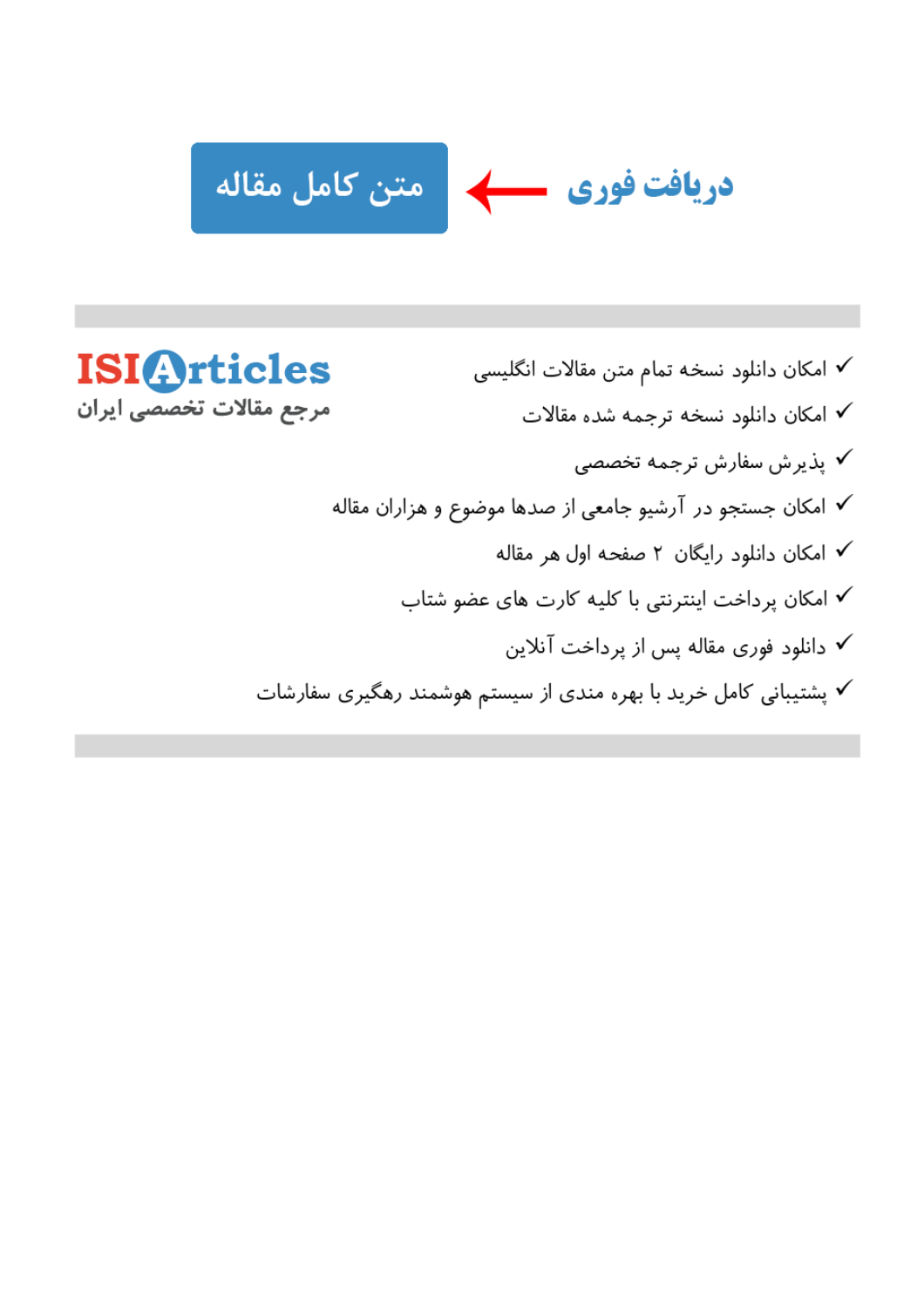دریافت فوری ← متن کامل مقاله

**ISIArticles**
مرجع مقالات تخصصی ایران

- ✓ امکان دانلود نسخه تمام متن مقالات انگلیسی
- ✓ امکان دانلود نسخه ترجمه شده مقالات
- ✓ پذیرش سفارش ترجمه تخصصی
- ✓ امکان جستجو در آرشیو جامعی از صدها موضوع و هزاران مقاله
- ✓ امکان دانلود رایگان ۲ صفحه اول هر مقاله
- ✓ امکان پرداخت اینترنتی با کلیه کارت های عضو شتاب
- ✓ دانلود فوری مقاله پس از پرداخت آنلاین
- ✓ پشتیبانی کامل خرید با بهره مندی از سیستم هوشمند رهگیری سفارشات